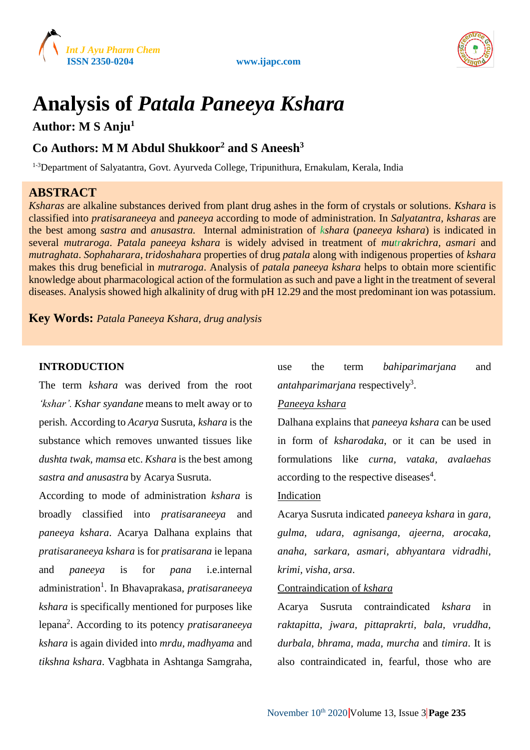# Analysis of *Patala Paneeya Kshara*

**Author: M S Anju[1]**

**Co Authors: M M Abdul Shukkoor[2] and S Aneesh[3]**

[1-3]Department of Salyatantra, Govt. Ayurveda College, Tripunithura, Ernakulam, Kerala, India

## ABSTRACT

*Ksharas* are alkaline substances derived from plant drug ashes in the form of crystals or solutions. *Kshara* is classified into *pratisaraneeya* and *paneeya* according to mode of administration. In *Salyatantra*, *ksharas* are the best among *sastra* and *anusastra.* Internal administration of *kshara* (*paneeya kshara*) is indicated in several *mutraroga*. *Patala paneeya kshara* is widely advised in treatment of *mutrakrichra*, *asmari* and *mutraghata*. *Sophaharara*, *tridoshahara* properties of drug *patala* along with indigenous properties of *kshara* makes this drug beneficial in *mutraroga*. Analysis of *patala paneeya kshara* helps to obtain more scientific knowledge about pharmacological action of the formulation as such and pave a light in the treatment of several diseases. Analysis showed high alkalinity of drug with pH 12.29 and the most predominant ion was potassium.

**Key Words:** *Patala Paneeya Kshara, drug analysis*

## INTRODUCTION

The term *kshara* was derived from the root *'kshar'. Kshar syandane* means to melt away or to perish. According to *Acarya* Susruta, *kshara* is the substance which removes unwanted tissues like *dushta twak*, *mamsa* etc. *Kshara* is the best among *sastra and anusastra* by Acarya Susruta.

According to mode of administration *kshara* is broadly classified into *pratisaraneeya* and *paneeya kshara*. Acarya Dalhana explains that *pratisaraneeya kshara* is for *pratisarana* ie lepana and *paneeya* is for *pana* i.e.internal administration[1]. In Bhavaprakasa, *pratisaraneeya kshara* is specifically mentioned for purposes like lepana[2]. According to its potency *pratisaraneeya kshara* is again divided into *mrdu*, *madhyama* and *tikshna kshara*. Vagbhata in Ashtanga Samgraha, use the term *bahiparimarjana* and *antahparimarjana* respectively[3].

### Paneeya kshara

Dalhana explains that *paneeya kshara* can be used in form of *ksharodaka*, or it can be used in formulations like *curna*, *vataka*, *avalaehas* according to the respective diseases[4].

### Indication

Acarya Susruta indicated *paneeya kshara* in *gara*, *gulma*, *udara*, *agnisanga*, *ajeerna*, *arocaka*, *anaha*, *sarkara*, *asmari*, *abhyantara vidradhi*, *krimi*, *visha*, *arsa*.

### Contraindication of *kshara*

Acarya Susruta contraindicated *kshara* in *raktapitta*, *jwara*, *pittaprakrti*, *bala*, *vruddha*, *durbala*, *bhrama*, *mada*, *murcha* and *timira*. It is also contraindicated in, fearful, those who are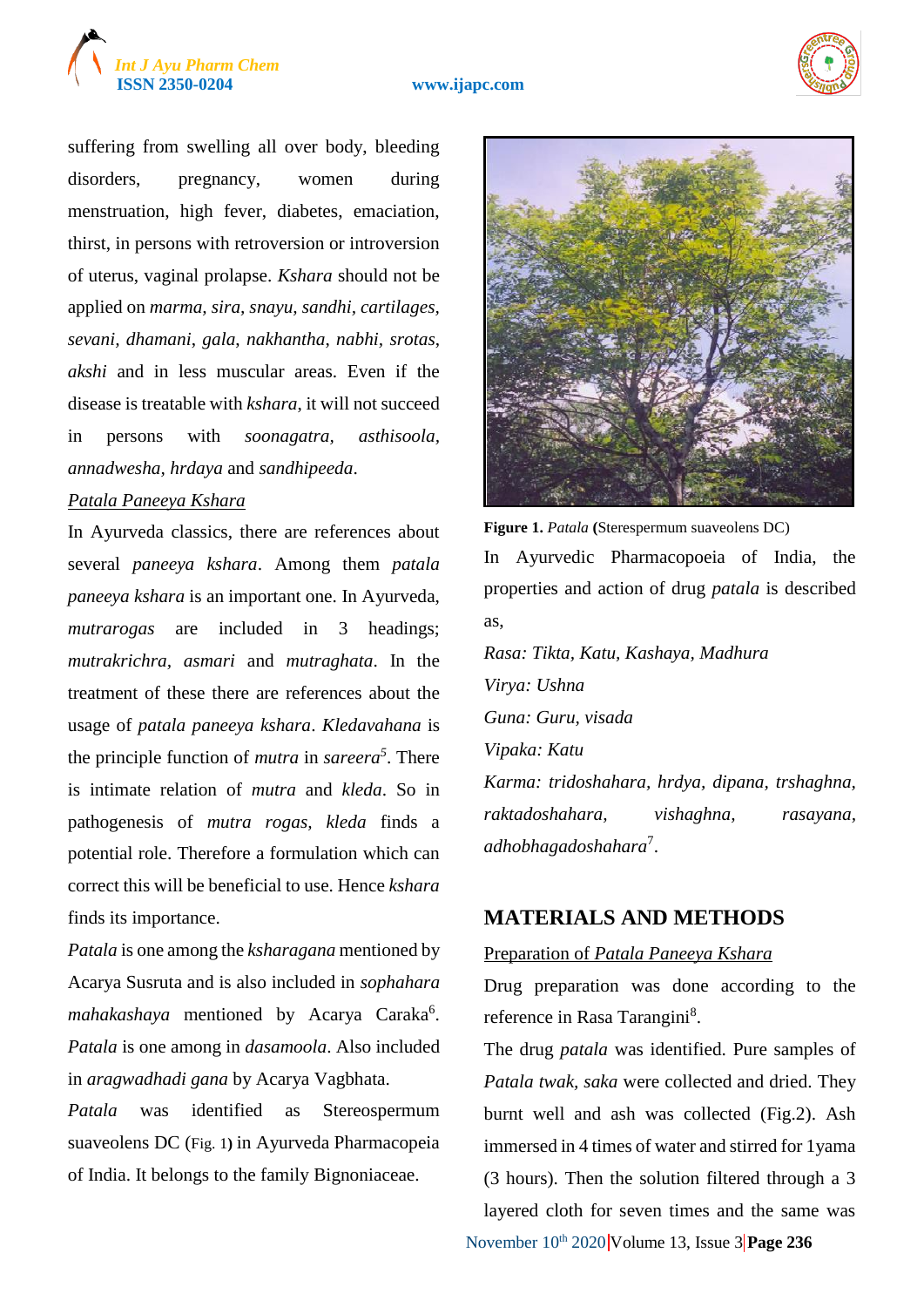suffering from swelling all over body, bleeding disorders, pregnancy, women during menstruation, high fever, diabetes, emaciation, thirst, in persons with retroversion or introversion of uterus, vaginal prolapse. *Kshara* should not be applied on *marma, sira, snayu, sandhi, cartilages, sevani, dhamani, gala, nakhantha, nabhi, srotas, akshi* and in less muscular areas. Even if the disease is treatable with *kshara*, it will not succeed in persons with *soonagatra, asthisoola, annadwesha, hrdaya* and *sandhipeeda*.

*Patala Paneeya Kshara*

In Ayurveda classics, there are references about several *paneeya kshara*. Among them *patala paneeya kshara* is an important one. In Ayurveda, *mutrarogas* are included in 3 headings; *mutrakrichra, asmari* and *mutraghata*. In the treatment of these there are references about the usage of *patala paneeya kshara*. *Kledavahana* is the principle function of *mutra* in *sareera*[5]. There is intimate relation of *mutra* and *kleda*. So in pathogenesis of *mutra rogas*, *kleda* finds a potential role. Therefore a formulation which can correct this will be beneficial to use. Hence *kshara* finds its importance.

*Patala* is one among the *ksharagana* mentioned by Acarya Susruta and is also included in *sophahara mahakashaya* mentioned by Acarya Caraka[6]. *Patala* is one among in *dasamoola*. Also included in *aragwadhadi gana* by Acarya Vagbhata.

*Patala* was identified as Stereospermum suaveolens DC (Fig. 1) in Ayurveda Pharmacopeia of India. It belongs to the family Bignoniaceae.

**Figure 1.** *Patala* **(**Sterespermum suaveolens DC)

In Ayurvedic Pharmacopoeia of India, the properties and action of drug *patala* is described as,

*Rasa: Tikta, Katu, Kashaya, Madhura*

*Virya: Ushna*

*Guna: Guru, visada*

*Vipaka: Katu*

*Karma: tridoshahara, hrdya, dipana, trshaghna, raktadoshahara, vishaghna, rasayana, adhobhagadoshahara*[7].

## MATERIALS AND METHODS

Preparation of *Patala Paneeya Kshara*

Drug preparation was done according to the reference in Rasa Tarangini[8].

The drug *patala* was identified. Pure samples of *Patala twak, saka* were collected and dried. They burnt well and ash was collected (Fig.2). Ash immersed in 4 times of water and stirred for 1yama (3 hours). Then the solution filtered through a 3 layered cloth for seven times and the same was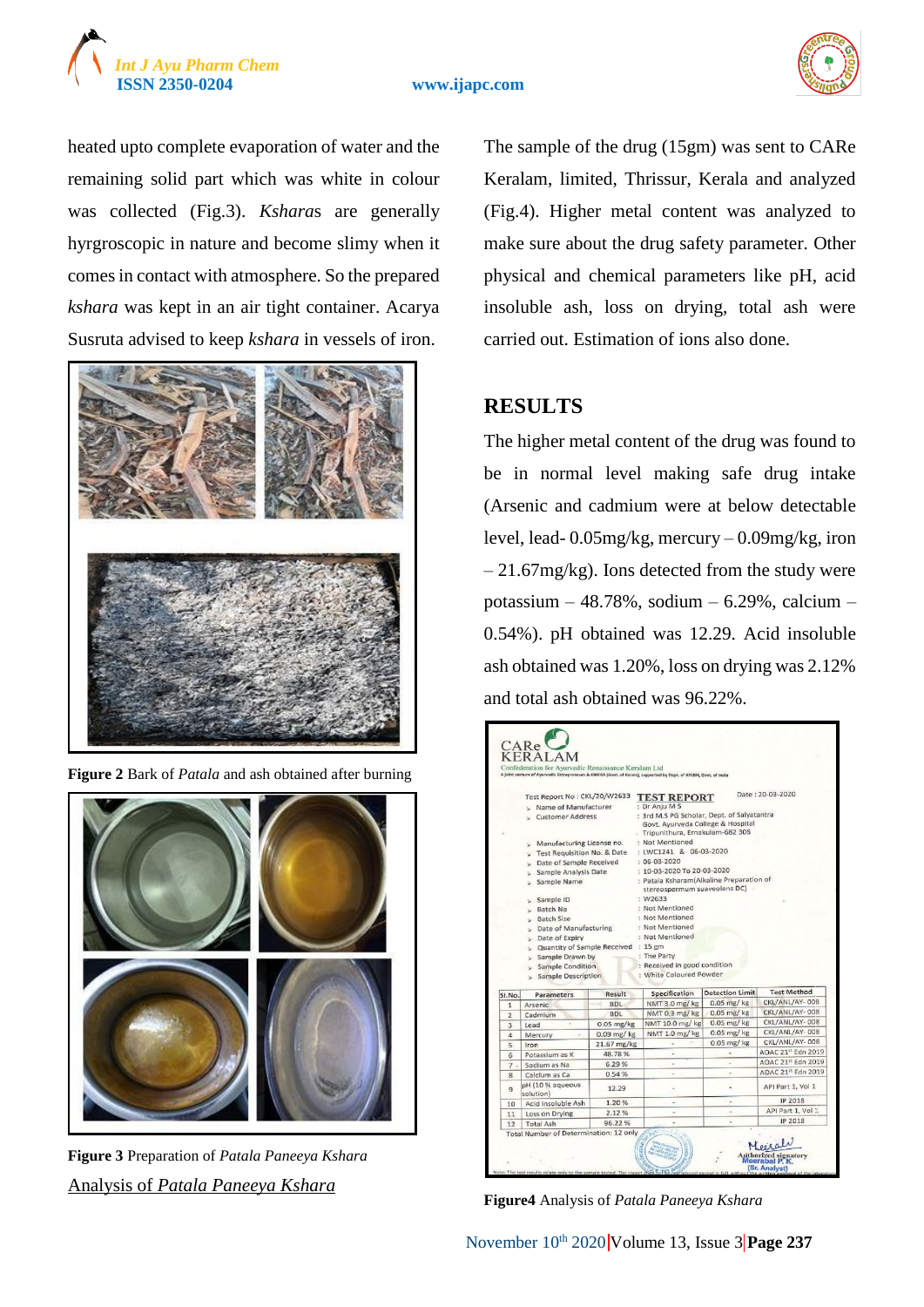heated upto complete evaporation of water and the remaining solid part which was white in colour was collected (Fig.3). *Ksharas* are generally hyrgroscopic in nature and become slimy when it comes in contact with atmosphere. So the prepared *kshara* was kept in an air tight container. Acarya Susruta advised to keep *kshara* in vessels of iron.

**Figure 2** Bark of *Patala* and ash obtained after burning

**Figure 3** Preparation of *Patala Paneeya Kshara*

Analysis of *Patala Paneeya Kshara*

The sample of the drug (15gm) was sent to CARe Keralam, limited, Thrissur, Kerala and analyzed (Fig.4). Higher metal content was analyzed to make sure about the drug safety parameter. Other physical and chemical parameters like pH, acid insoluble ash, loss on drying, total ash were carried out. Estimation of ions also done.

## RESULTS

The higher metal content of the drug was found to be in normal level making safe drug intake (Arsenic and cadmium were at below detectable level, lead- 0.05mg/kg, mercury – 0.09mg/kg, iron – 21.67mg/kg). Ions detected from the study were potassium – 48.78%, sodium – 6.29%, calcium – 0.54%). pH obtained was 12.29. Acid insoluble ash obtained was 1.20%, loss on drying was 2.12% and total ash obtained was 96.22%.

**Figure4** Analysis of *Patala Paneeya Kshara*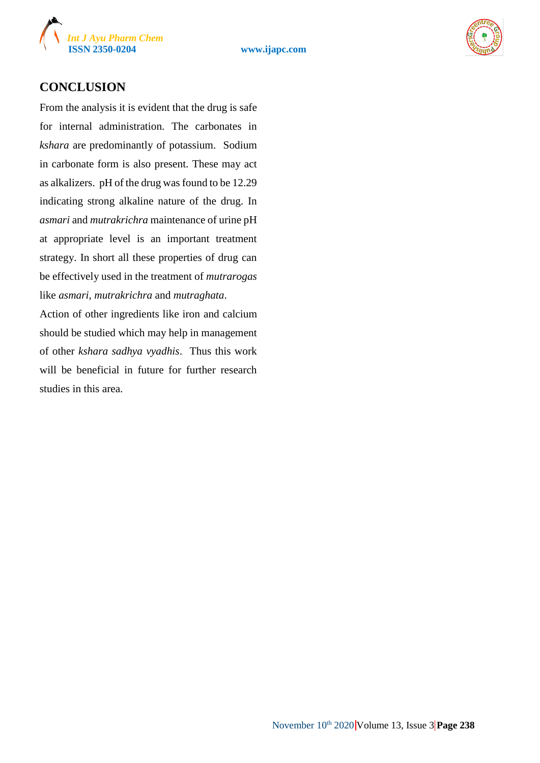## CONCLUSION

From the analysis it is evident that the drug is safe for internal administration. The carbonates in *kshara* are predominantly of potassium. Sodium in carbonate form is also present. These may act as alkalizers. pH of the drug was found to be 12.29 indicating strong alkaline nature of the drug. In *asmari* and *mutrakrichra* maintenance of urine pH at appropriate level is an important treatment strategy. In short all these properties of drug can be effectively used in the treatment of *mutrarogas* like *asmari*, *mutrakrichra* and *mutraghata*.

Action of other ingredients like iron and calcium should be studied which may help in management of other *kshara sadhya vyadhis*. Thus this work will be beneficial in future for further research studies in this area.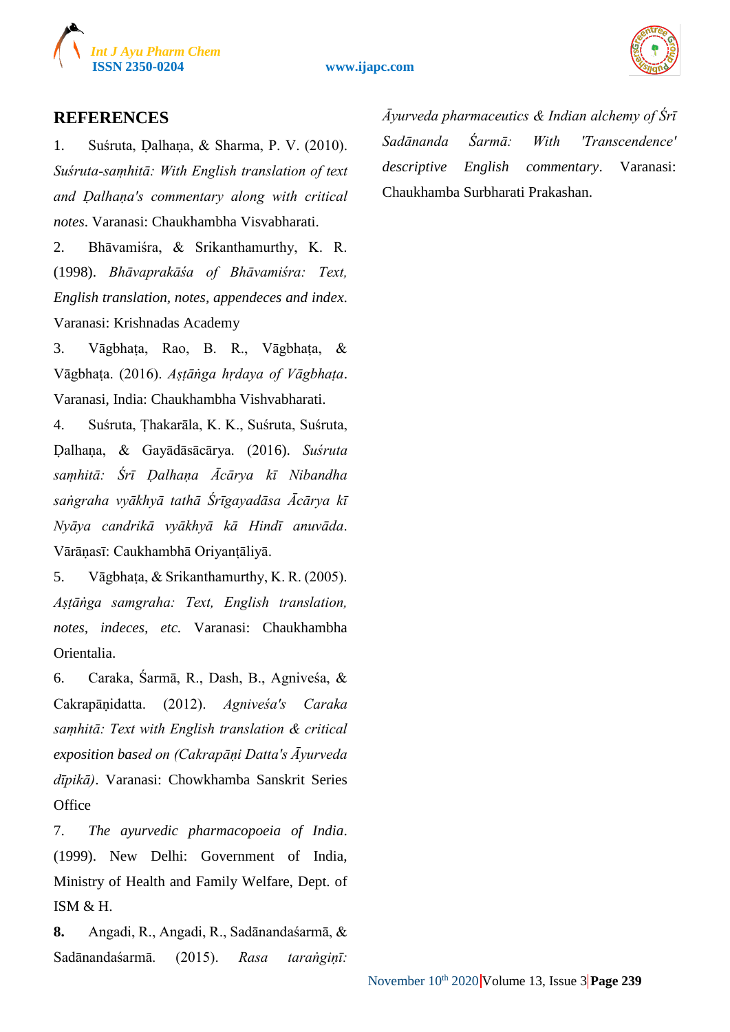## REFERENCES

1. Suśruta, Ḍalhaṇa, & Sharma, P. V. (2010). *Suśruta-saṃhitā: With English translation of text and Ḍalhaṇa's commentary along with critical notes*. Varanasi: Chaukhambha Visvabharati.
2. Bhāvamiśra, & Srikanthamurthy, K. R. (1998). *Bhāvaprakāśa of Bhāvamiśra: Text, English translation, notes, appendeces and index*. Varanasi: Krishnadas Academy
3. Vāgbhaṭa, Rao, B. R., Vāgbhaṭa, & Vāgbhaṭa. (2016). *Aṣṭāṅga hṛdaya of Vāgbhaṭa*. Varanasi, India: Chaukhambha Vishvabharati.
4. Suśruta, Ṭhakarāla, K. K., Suśruta, Suśruta, Ḍalhaṇa, & Gayādāsācārya. (2016). *Suśruta saṃhitā: Śrī Ḍalhaṇa Ācārya kī Nibandha saṅgraha vyākhyā tathā Śrīgayadāsa Ācārya kī Nyāya candrikā vyākhyā kā Hindī anuvāda*. Vārāṇasī: Caukhambhā Oriyanṭāliyā.
5. Vāgbhaṭa, & Srikanthamurthy, K. R. (2005). *Aṣṭāṅga samgraha: Text, English translation, notes, indeces, etc.* Varanasi: Chaukhambha Orientalia.
6. Caraka, Śarmā, R., Dash, B., Agniveśa, & Cakrapāṇidatta. (2012). *Agniveśa's Caraka saṃhitā: Text with English translation & critical exposition based on (Cakrapāṇi Datta's Āyurveda dīpikā)*. Varanasi: Chowkhamba Sanskrit Series Office
7. *The ayurvedic pharmacopoeia of India*. (1999). New Delhi: Government of India, Ministry of Health and Family Welfare, Dept. of ISM & H.
8. Angadi, R., Angadi, R., Sadānandaśarmā, & Sadānandaśarmā. (2015). *Rasa taraṅgiṇī: Āyurveda pharmaceutics & Indian alchemy of Śrī Sadānanda Śarmā: With 'Transcendence' descriptive English commentary*. Varanasi: Chaukhamba Surbharati Prakashan.